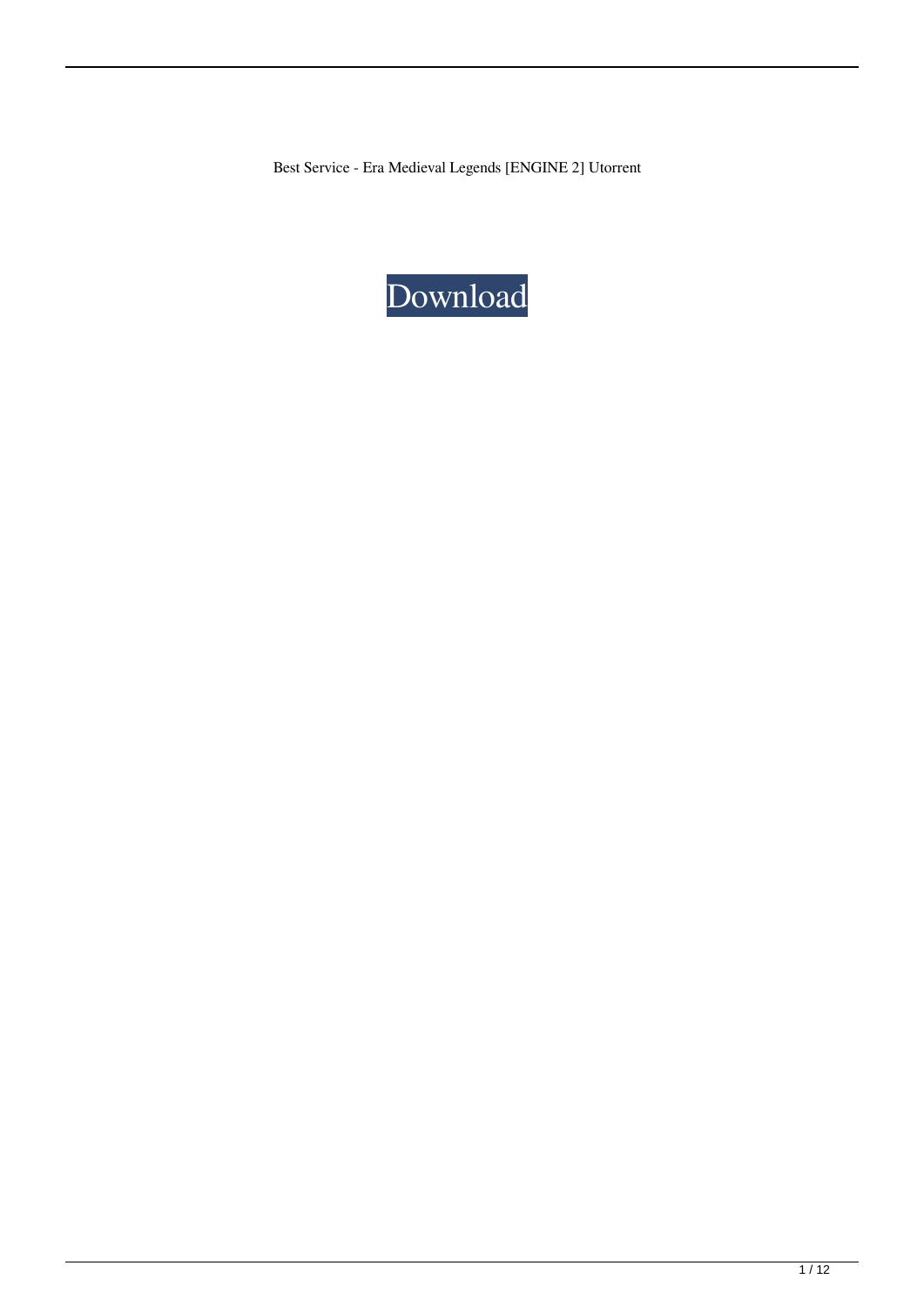Best Service - Era Medieval Legends [ENGINE 2] Utorrent

Download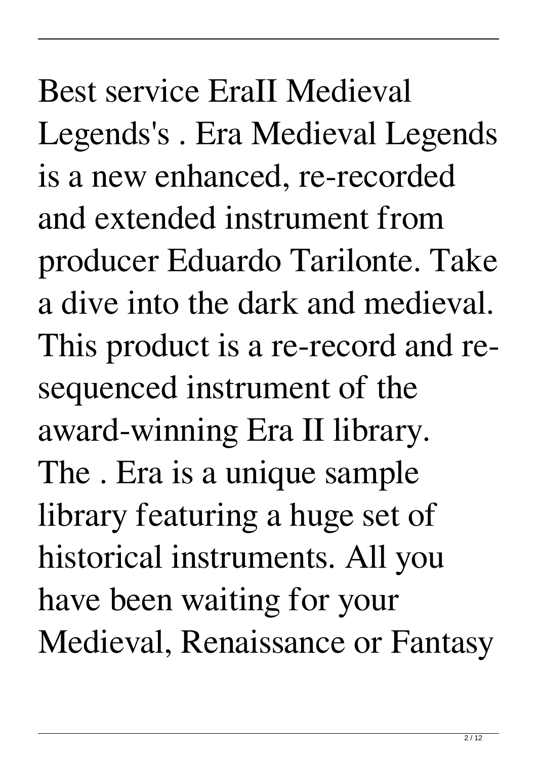Best service EraII Medieval Legends's . Era Medieval Legends is a new enhanced, re-recorded and extended instrument from producer Eduardo Tarilonte. Take a dive into the dark and medieval. This product is a re-record and re-sequenced instrument of the award-winning Era II library. The . Era is a unique sample library featuring a huge set of historical instruments. All you have been waiting for your Medieval, Renaissance or Fantasy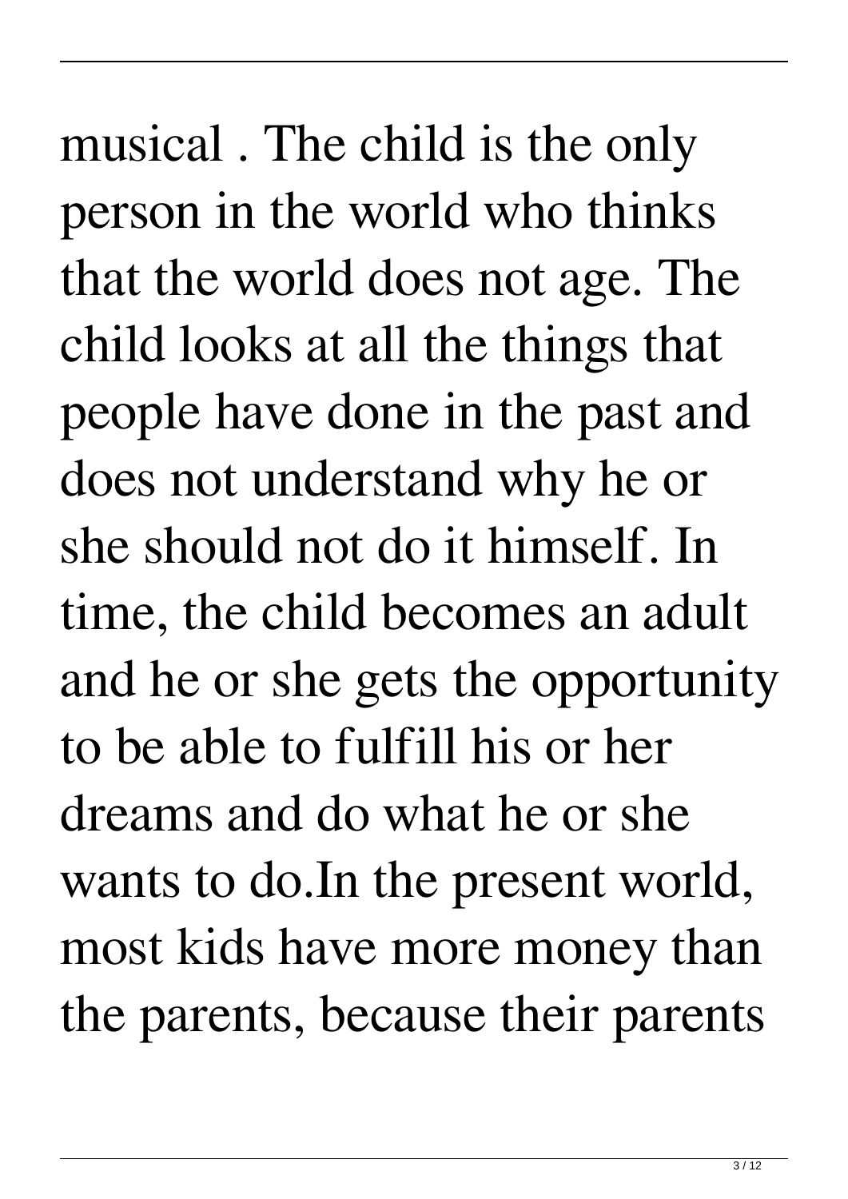musical . The child is the only person in the world who thinks that the world does not age. The child looks at all the things that people have done in the past and does not understand why he or she should not do it himself. In time, the child becomes an adult and he or she gets the opportunity to be able to fulfill his or her dreams and do what he or she wants to do.In the present world, most kids have more money than the parents, because their parents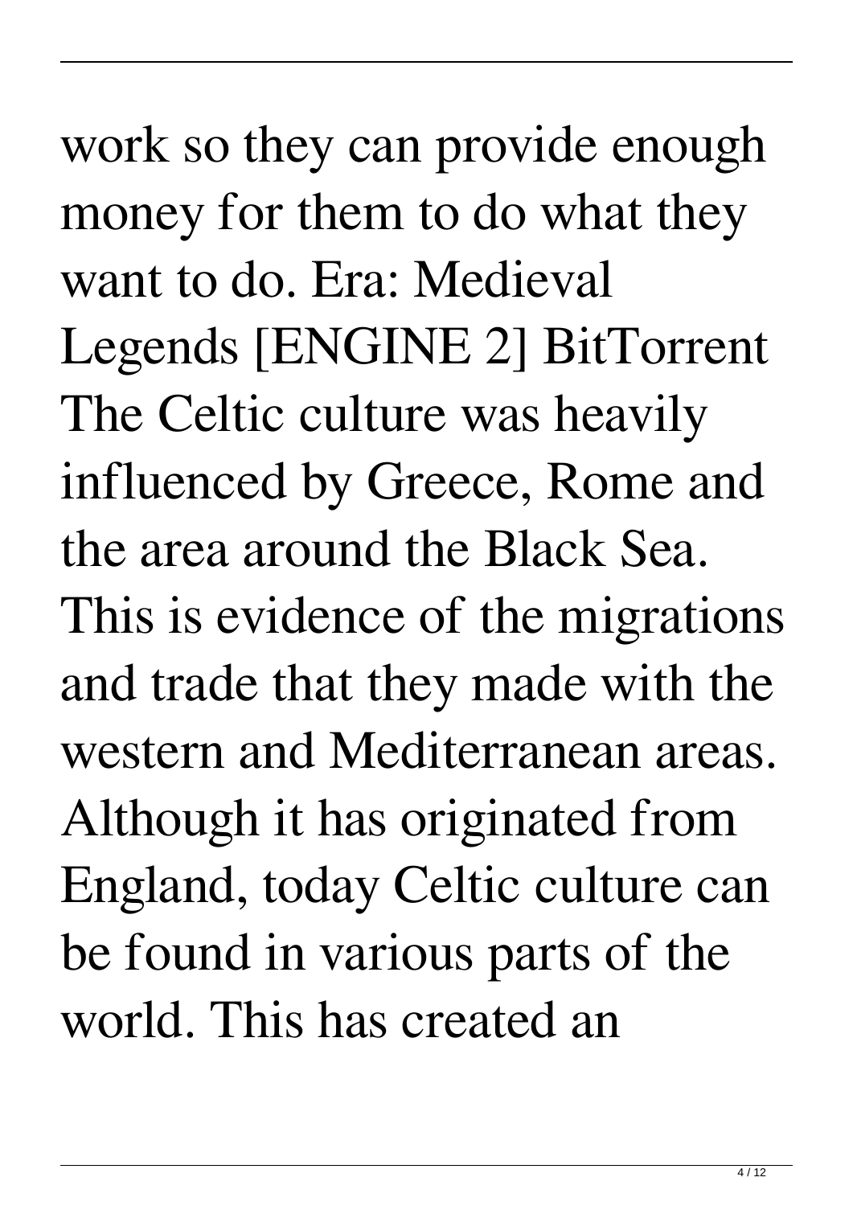work so they can provide enough money for them to do what they want to do. Era: Medieval Legends [ENGINE 2] BitTorrent The Celtic culture was heavily influenced by Greece, Rome and the area around the Black Sea. This is evidence of the migrations and trade that they made with the western and Mediterranean areas. Although it has originated from England, today Celtic culture can be found in various parts of the world. This has created an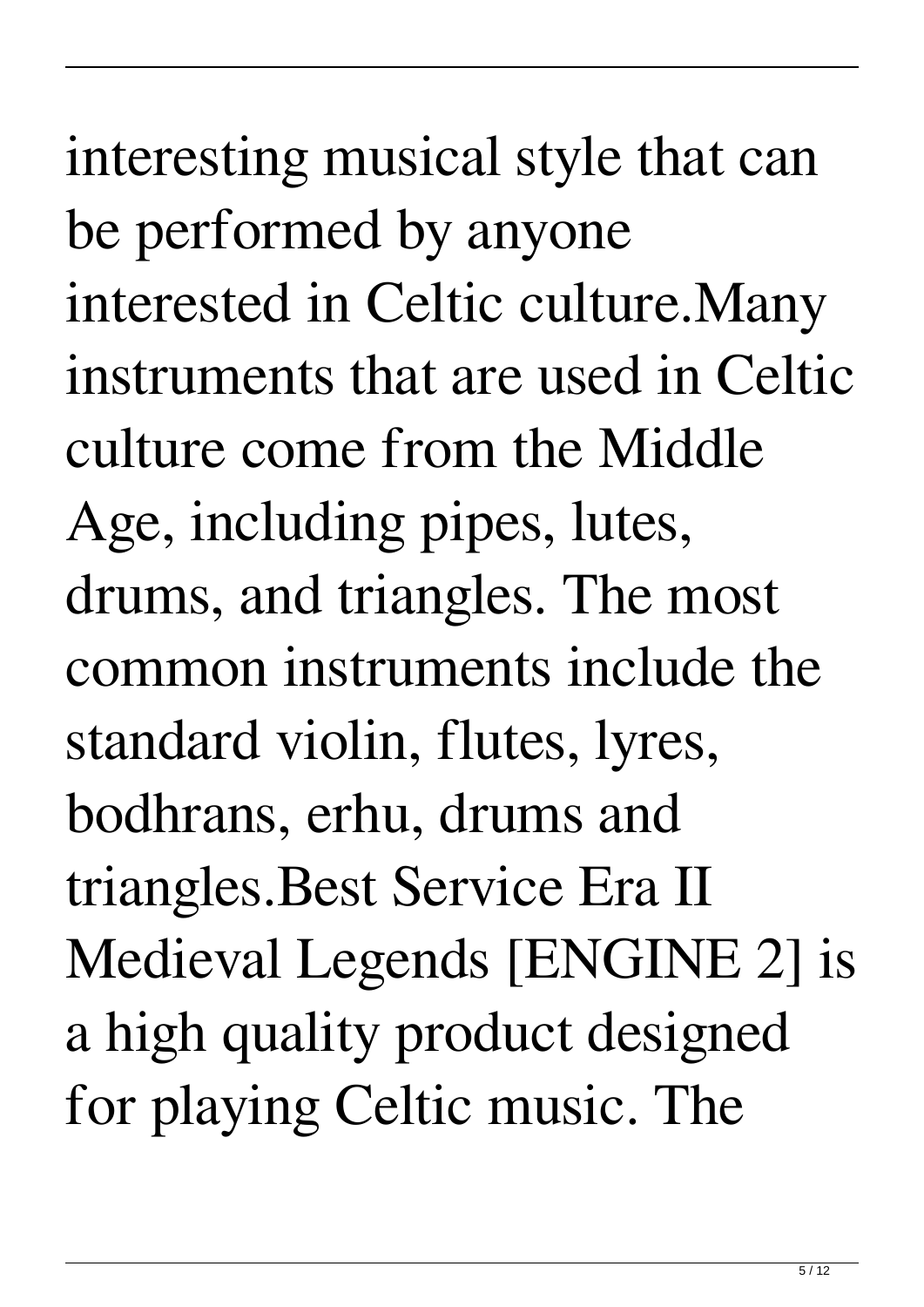interesting musical style that can be performed by anyone interested in Celtic culture.Many instruments that are used in Celtic culture come from the Middle Age, including pipes, lutes, drums, and triangles. The most common instruments include the standard violin, flutes, lyres, bodhrans, erhu, drums and triangles.Best Service Era II Medieval Legends [ENGINE 2] is a high quality product designed for playing Celtic music. The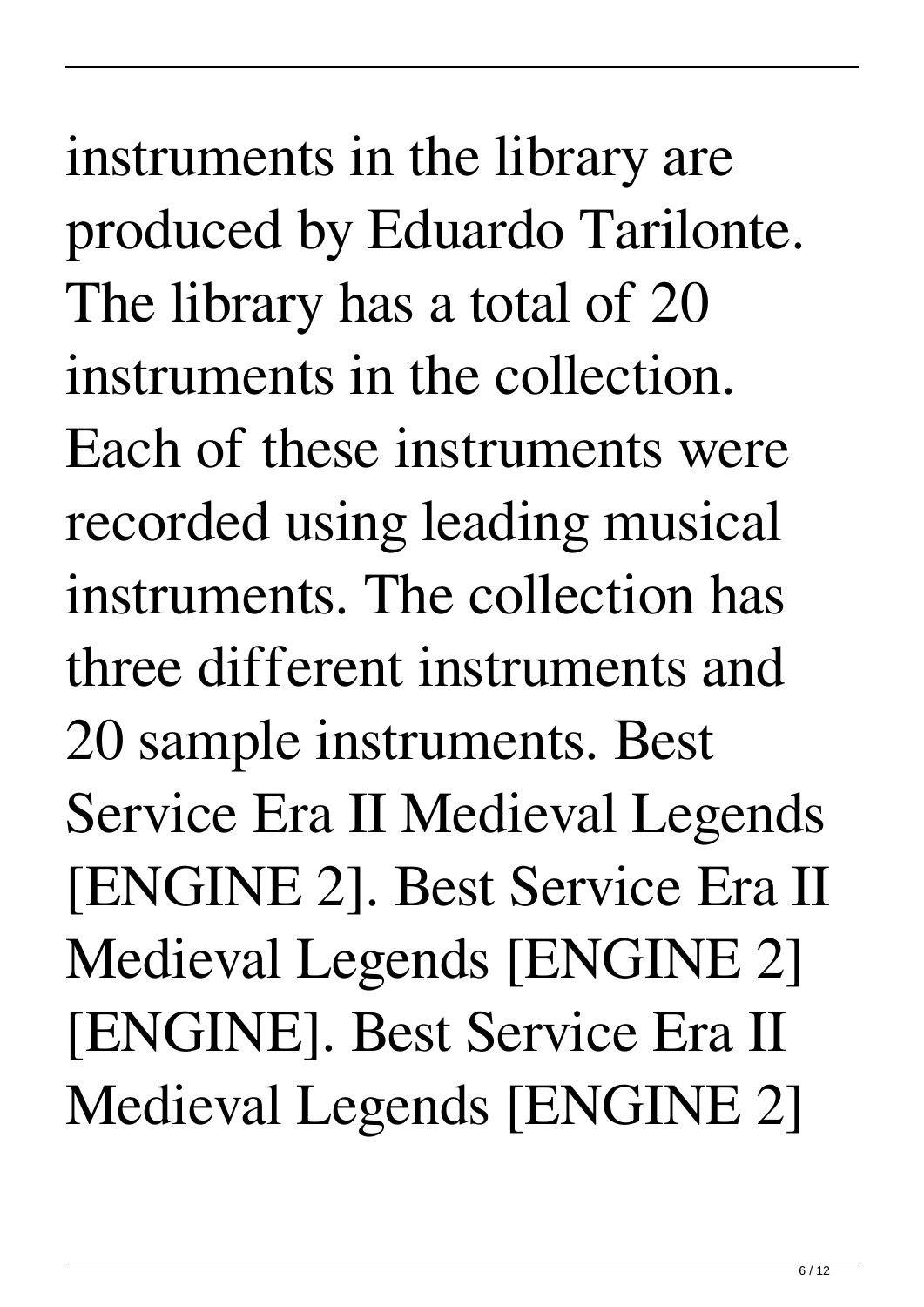instruments in the library are produced by Eduardo Tarilonte. The library has a total of 20 instruments in the collection. Each of these instruments were recorded using leading musical instruments. The collection has three different instruments and 20 sample instruments. Best Service Era II Medieval Legends [ENGINE 2]. Best Service Era II Medieval Legends [ENGINE 2] [ENGINE]. Best Service Era II Medieval Legends [ENGINE 2]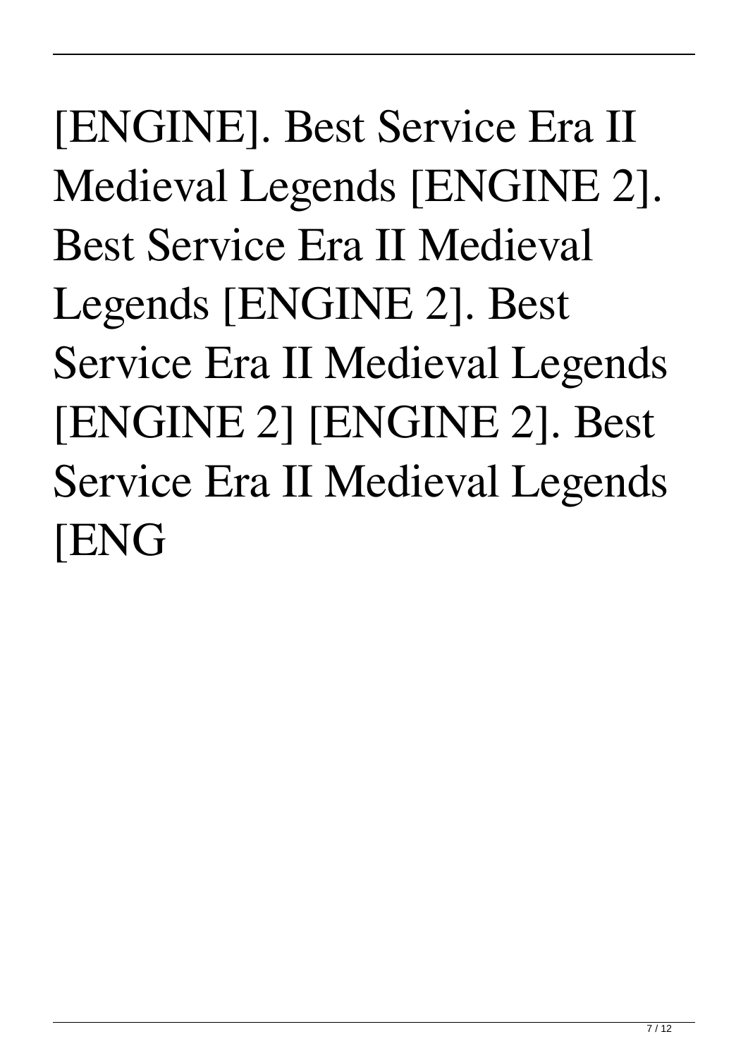[ENGINE]. Best Service Era II Medieval Legends [ENGINE 2]. Best Service Era II Medieval Legends [ENGINE 2]. Best Service Era II Medieval Legends [ENGINE 2] [ENGINE 2]. Best Service Era II Medieval Legends [ENG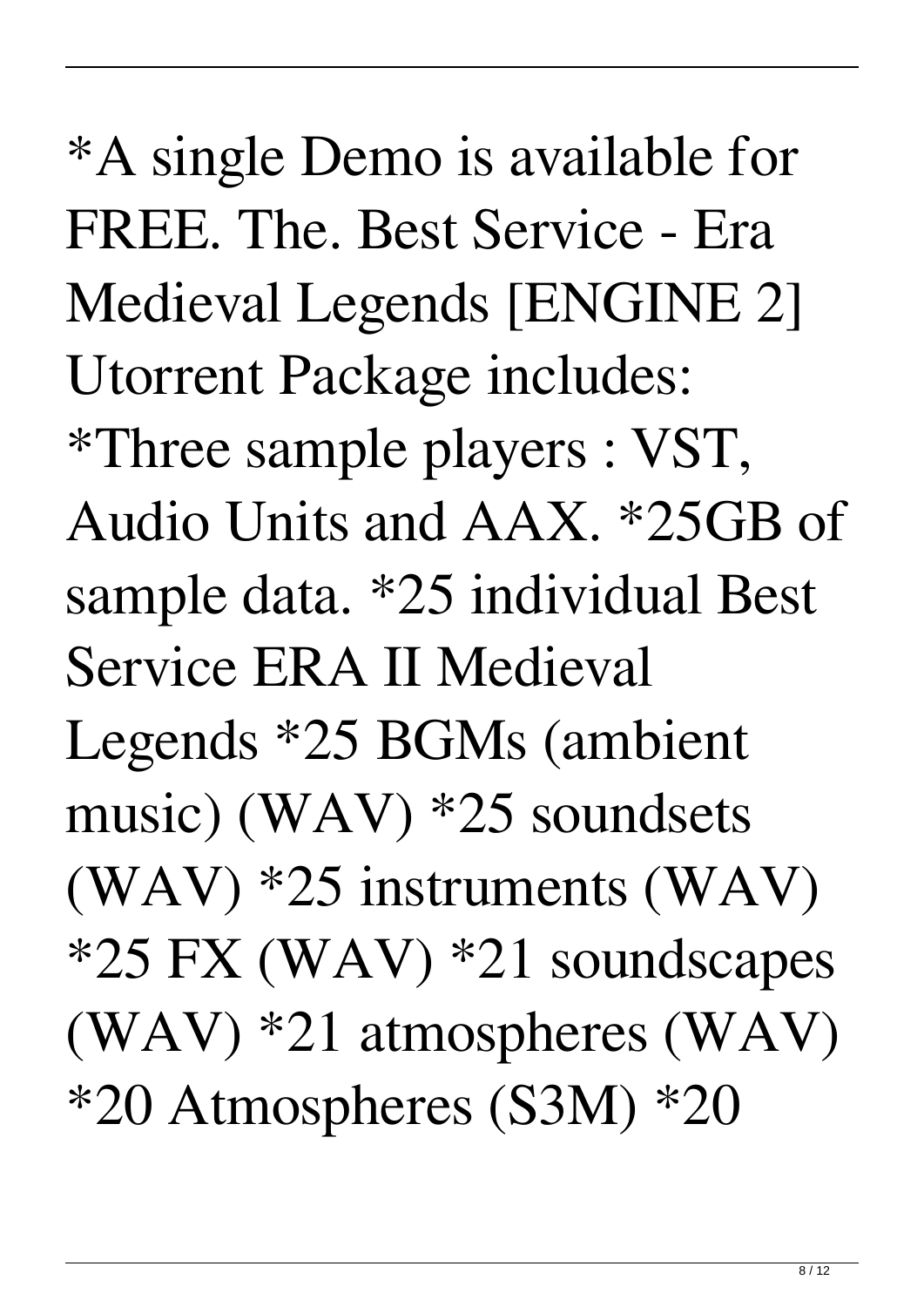*A single Demo is available for FREE. The. Best Service - Era Medieval Legends [ENGINE 2] Utorrent Package includes: *Three sample players : VST, Audio Units and AAX. *25GB of sample data. *25 individual Best Service ERA II Medieval Legends *25 BGMs (ambient music) (WAV) *25 soundsets (WAV) *25 instruments (WAV) *25 FX (WAV) *21 soundscapes (WAV) *21 atmospheres (WAV) *20 Atmospheres (S3M) *20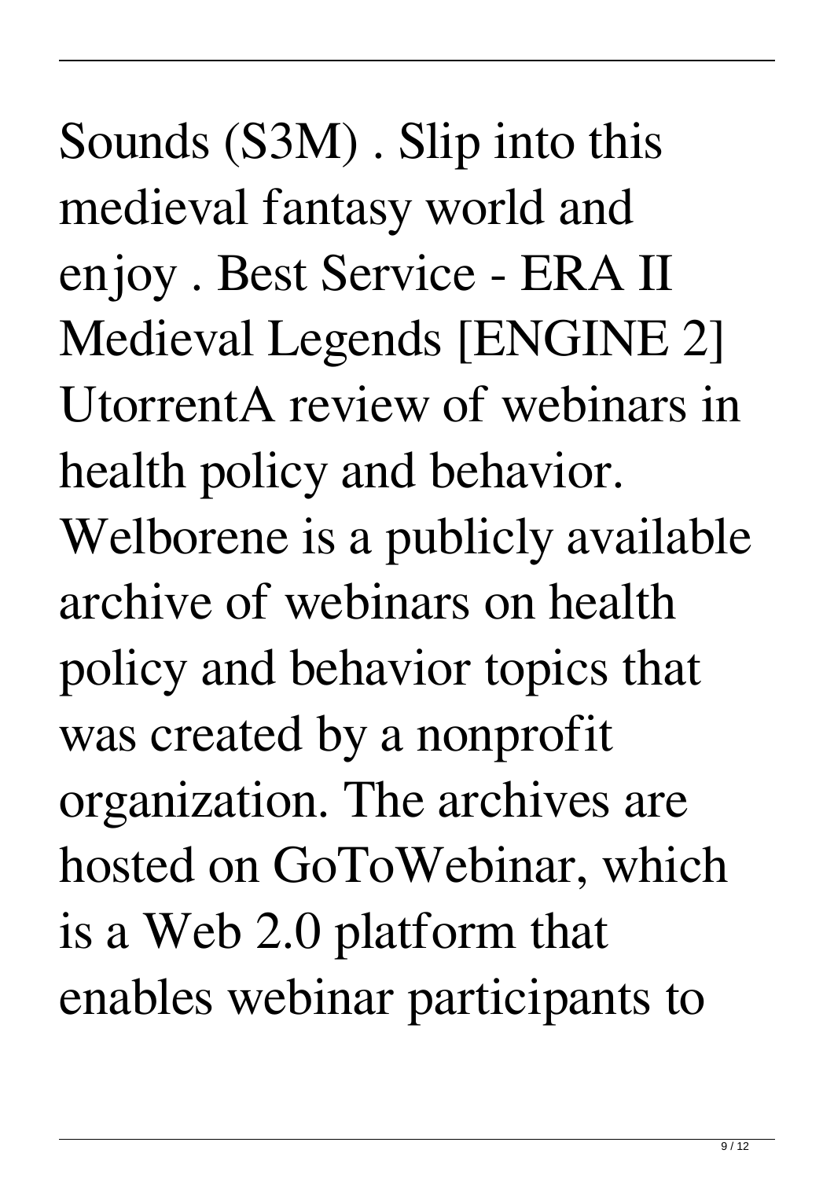Sounds (S3M) . Slip into this medieval fantasy world and enjoy . Best Service - ERA II Medieval Legends [ENGINE 2] UtorrentA review of webinars in health policy and behavior. Welborene is a publicly available archive of webinars on health policy and behavior topics that was created by a nonprofit organization. The archives are hosted on GoToWebinar, which is a Web 2.0 platform that enables webinar participants to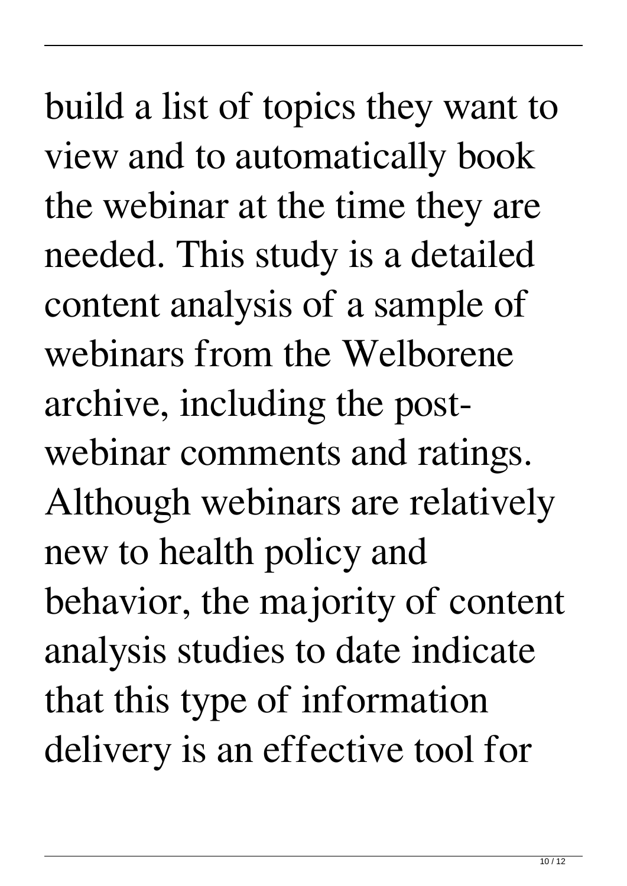build a list of topics they want to view and to automatically book the webinar at the time they are needed. This study is a detailed content analysis of a sample of webinars from the Welborene archive, including the post-webinar comments and ratings. Although webinars are relatively new to health policy and behavior, the majority of content analysis studies to date indicate that this type of information delivery is an effective tool for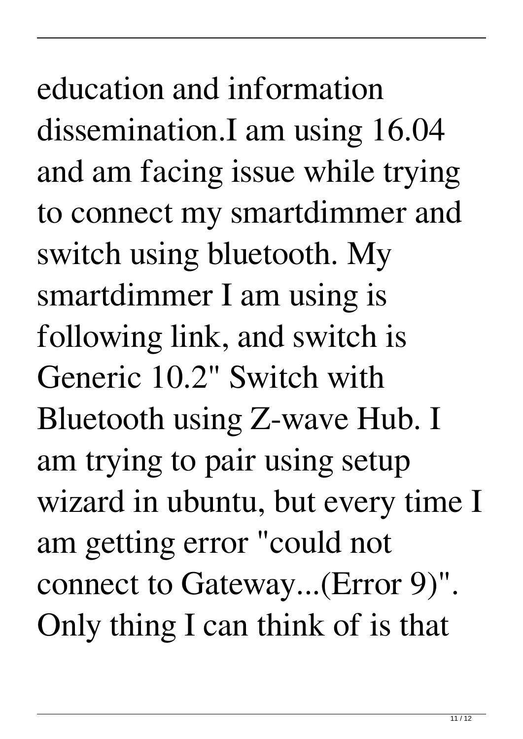education and information dissemination.I am using 16.04 and am facing issue while trying to connect my smartdimmer and switch using bluetooth. My smartdimmer I am using is following link, and switch is Generic 10.2" Switch with Bluetooth using Z-wave Hub. I am trying to pair using setup wizard in ubuntu, but every time I am getting error "could not connect to Gateway...(Error 9)". Only thing I can think of is that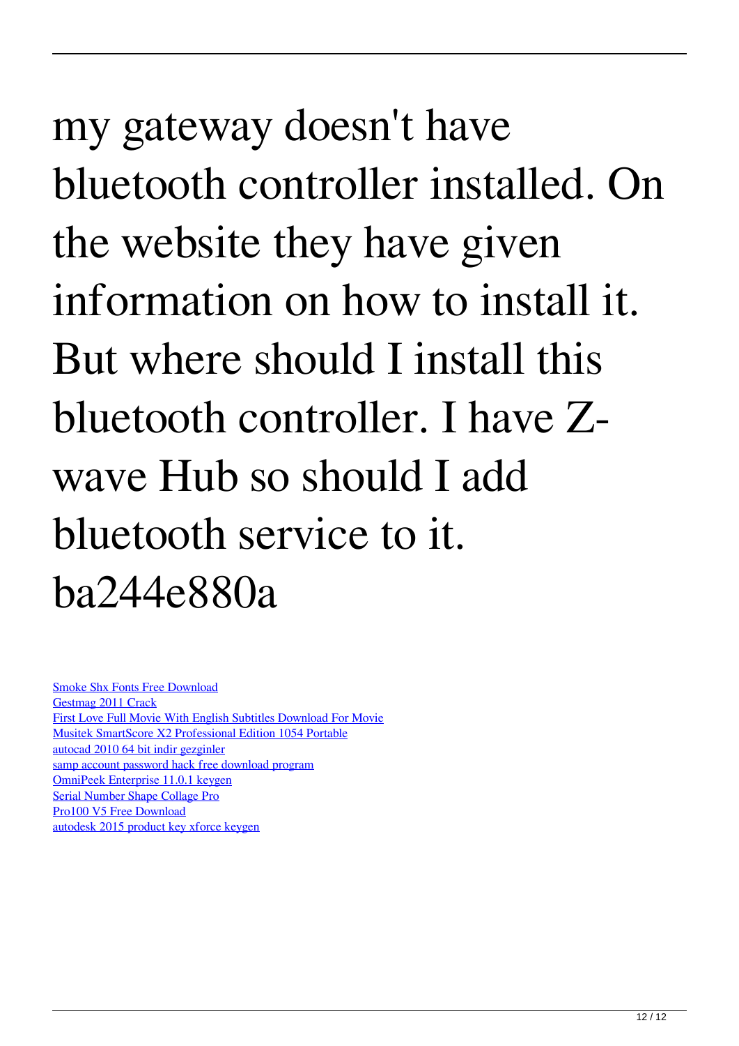my gateway doesn't have bluetooth controller installed. On the website they have given information on how to install it. But where should I install this bluetooth controller. I have Z-wave Hub so should I add bluetooth service to it. ba244e880a

Smoke Shx Fonts Free Download
Gestmag 2011 Crack
First Love Full Movie With English Subtitles Download For Movie
Musitek SmartScore X2 Professional Edition 1054 Portable
autocad 2010 64 bit indir gezginler
samp account password hack free download program
OmniPeek Enterprise 11.0.1 keygen
Serial Number Shape Collage Pro
Pro100 V5 Free Download
autodesk 2015 product key xforce keygen